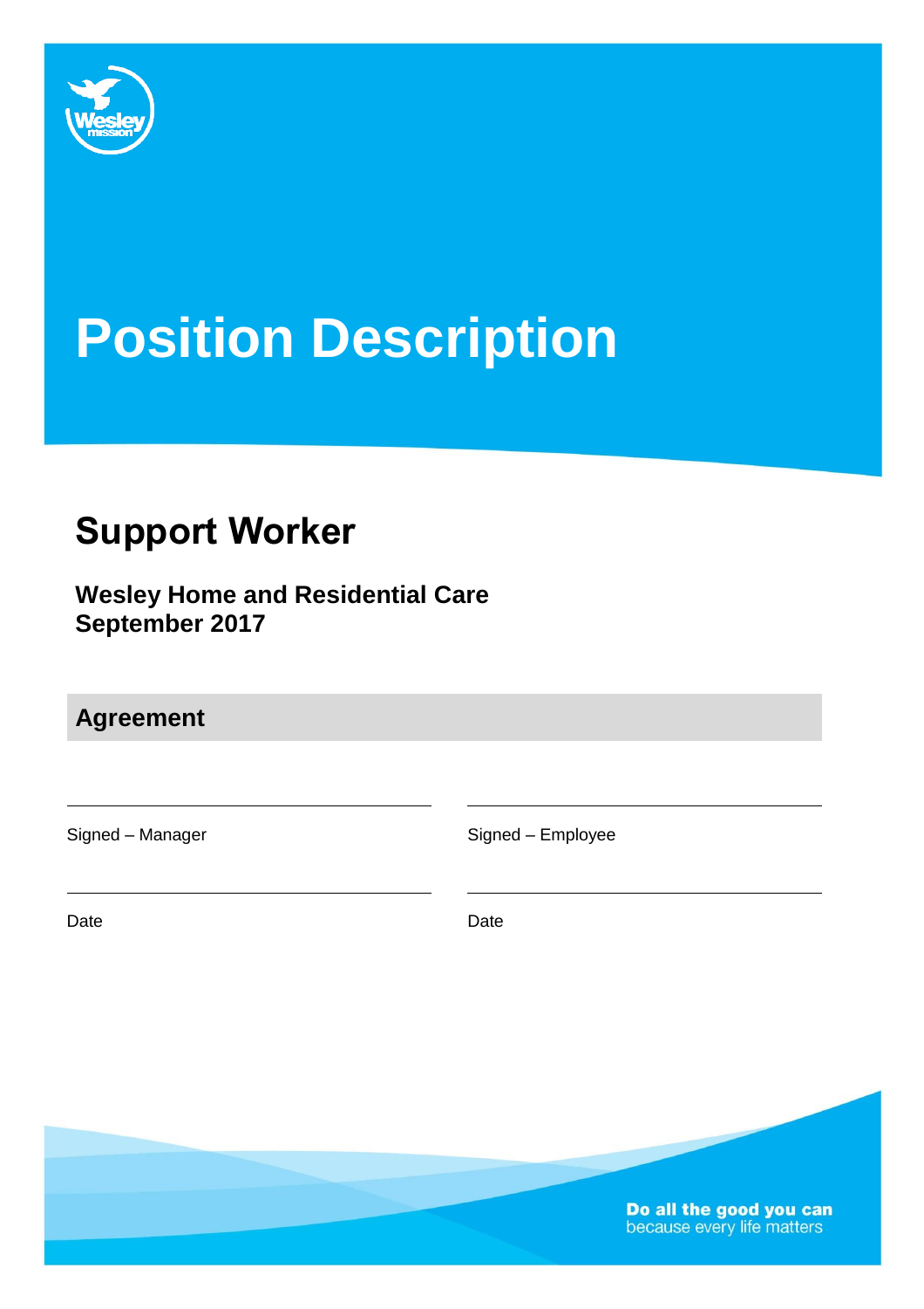# Position Description

## Support Worker

**Wesley Home and Residential Care**
**September 2017**

### Agreement

Signed – Manager

Signed – Employee

Date

Date

**Do all the good you can**
because every life matters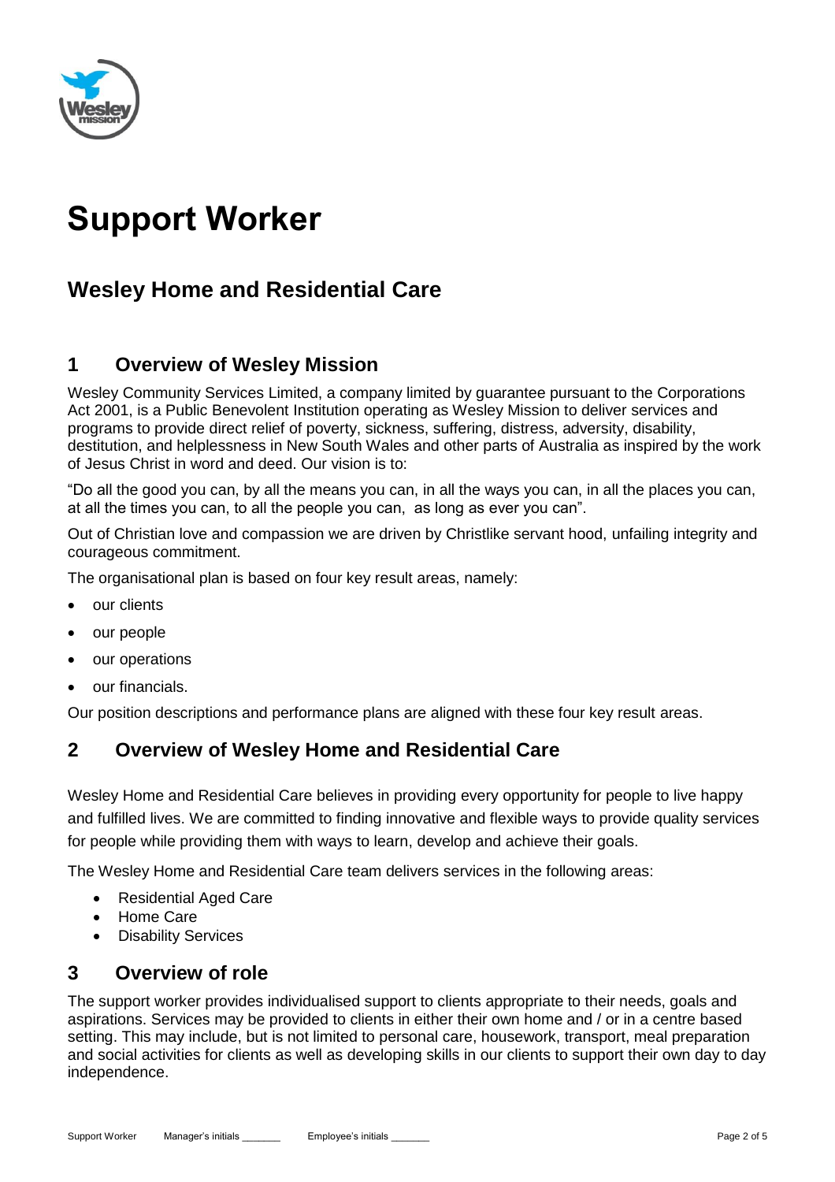# Support Worker

## Wesley Home and Residential Care

### 1 Overview of Wesley Mission

Wesley Community Services Limited, a company limited by guarantee pursuant to the Corporations Act 2001, is a Public Benevolent Institution operating as Wesley Mission to deliver services and programs to provide direct relief of poverty, sickness, suffering, distress, adversity, disability, destitution, and helplessness in New South Wales and other parts of Australia as inspired by the work of Jesus Christ in word and deed. Our vision is to:

"Do all the good you can, by all the means you can, in all the ways you can, in all the places you can, at all the times you can, to all the people you can, as long as ever you can".

Out of Christian love and compassion we are driven by Christlike servant hood, unfailing integrity and courageous commitment.

The organisational plan is based on four key result areas, namely:

- our clients
- our people
- our operations
- our financials.

Our position descriptions and performance plans are aligned with these four key result areas.

### 2 Overview of Wesley Home and Residential Care

Wesley Home and Residential Care believes in providing every opportunity for people to live happy and fulfilled lives. We are committed to finding innovative and flexible ways to provide quality services for people while providing them with ways to learn, develop and achieve their goals.

The Wesley Home and Residential Care team delivers services in the following areas:

- Residential Aged Care
- Home Care
- Disability Services

### 3 Overview of role

The support worker provides individualised support to clients appropriate to their needs, goals and aspirations. Services may be provided to clients in either their own home and / or in a centre based setting. This may include, but is not limited to personal care, housework, transport, meal preparation and social activities for clients as well as developing skills in our clients to support their own day to day independence.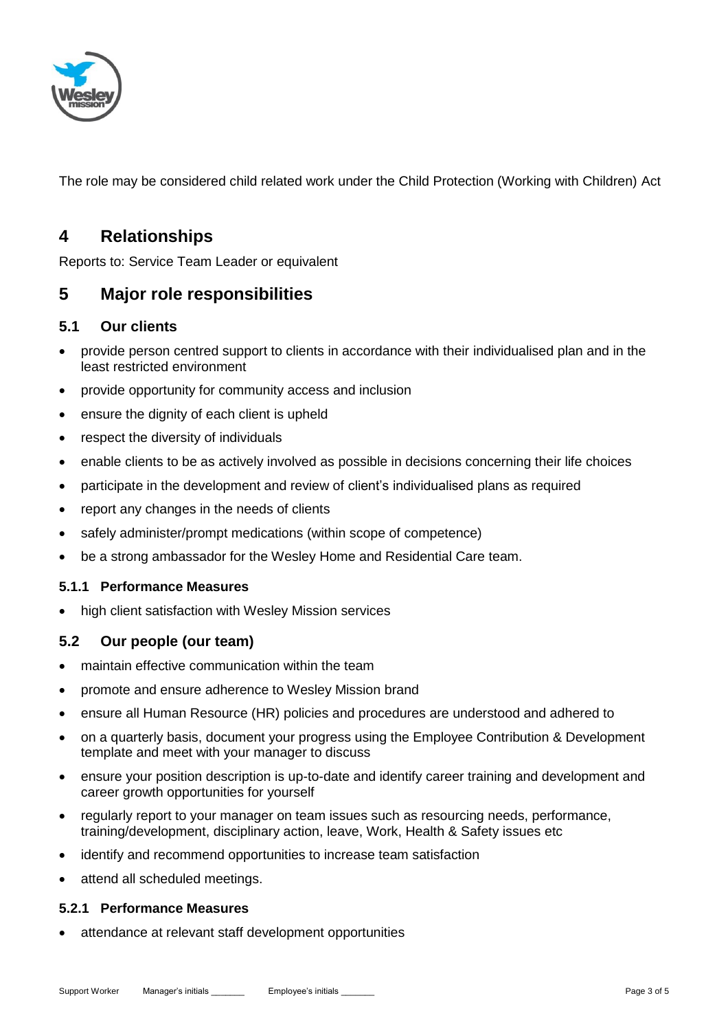The role may be considered child related work under the Child Protection (Working with Children) Act

# 4 Relationships

Reports to: Service Team Leader or equivalent

# 5 Major role responsibilities

## 5.1 Our clients

- provide person centred support to clients in accordance with their individualised plan and in the least restricted environment
- provide opportunity for community access and inclusion
- ensure the dignity of each client is upheld
- respect the diversity of individuals
- enable clients to be as actively involved as possible in decisions concerning their life choices
- participate in the development and review of client's individualised plans as required
- report any changes in the needs of clients
- safely administer/prompt medications (within scope of competence)
- be a strong ambassador for the Wesley Home and Residential Care team.

### 5.1.1 Performance Measures

- high client satisfaction with Wesley Mission services

## 5.2 Our people (our team)

- maintain effective communication within the team
- promote and ensure adherence to Wesley Mission brand
- ensure all Human Resource (HR) policies and procedures are understood and adhered to
- on a quarterly basis, document your progress using the Employee Contribution & Development template and meet with your manager to discuss
- ensure your position description is up-to-date and identify career training and development and career growth opportunities for yourself
- regularly report to your manager on team issues such as resourcing needs, performance, training/development, disciplinary action, leave, Work, Health & Safety issues etc
- identify and recommend opportunities to increase team satisfaction
- attend all scheduled meetings.

### 5.2.1 Performance Measures

- attendance at relevant staff development opportunities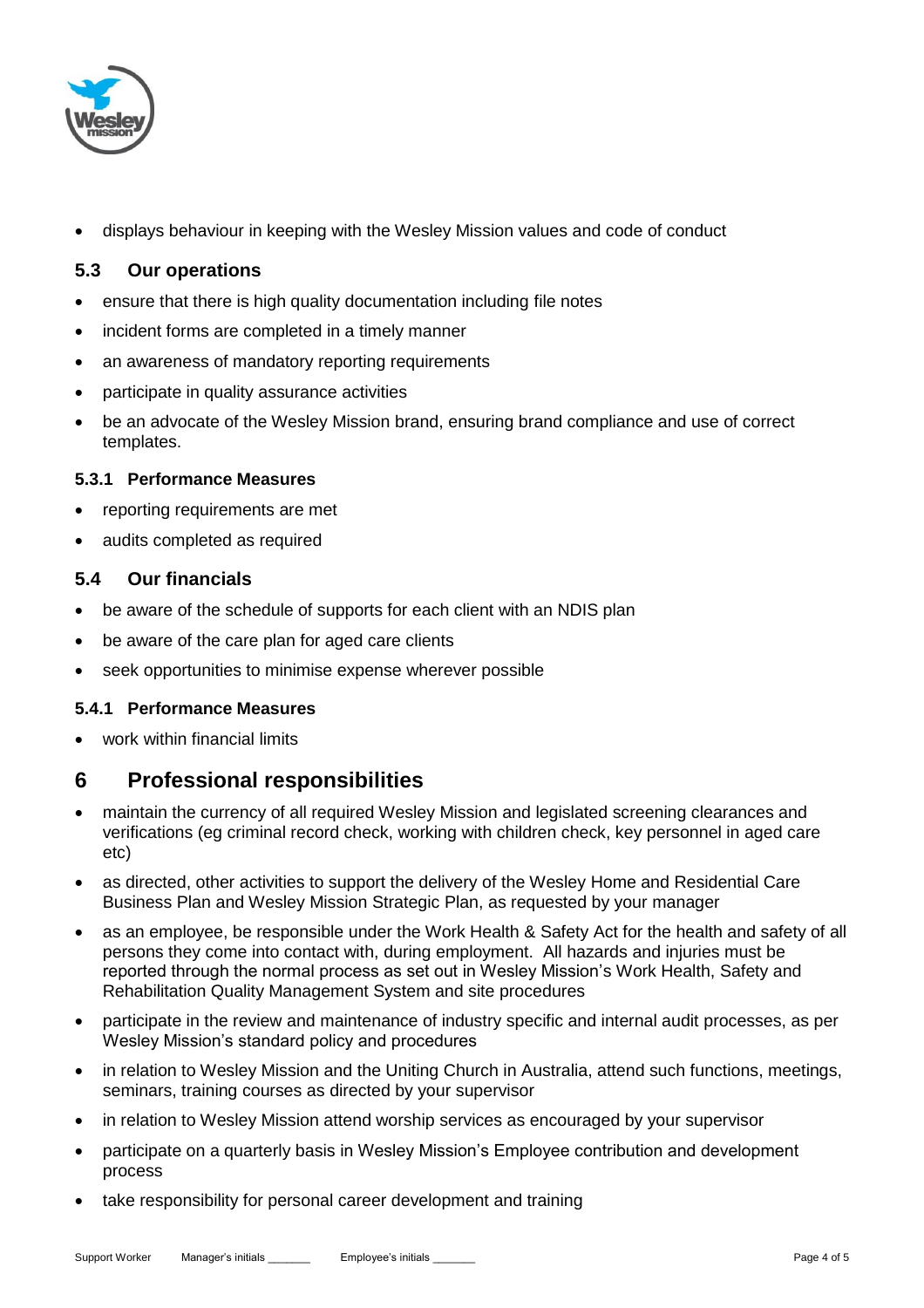- displays behaviour in keeping with the Wesley Mission values and code of conduct

### 5.3 Our operations

- ensure that there is high quality documentation including file notes
- incident forms are completed in a timely manner
- an awareness of mandatory reporting requirements
- participate in quality assurance activities
- be an advocate of the Wesley Mission brand, ensuring brand compliance and use of correct templates.

#### 5.3.1 Performance Measures

- reporting requirements are met
- audits completed as required

### 5.4 Our financials

- be aware of the schedule of supports for each client with an NDIS plan
- be aware of the care plan for aged care clients
- seek opportunities to minimise expense wherever possible

#### 5.4.1 Performance Measures

- work within financial limits

## 6 Professional responsibilities

- maintain the currency of all required Wesley Mission and legislated screening clearances and verifications (eg criminal record check, working with children check, key personnel in aged care etc)
- as directed, other activities to support the delivery of the Wesley Home and Residential Care Business Plan and Wesley Mission Strategic Plan, as requested by your manager
- as an employee, be responsible under the Work Health & Safety Act for the health and safety of all persons they come into contact with, during employment. All hazards and injuries must be reported through the normal process as set out in Wesley Mission's Work Health, Safety and Rehabilitation Quality Management System and site procedures
- participate in the review and maintenance of industry specific and internal audit processes, as per Wesley Mission's standard policy and procedures
- in relation to Wesley Mission and the Uniting Church in Australia, attend such functions, meetings, seminars, training courses as directed by your supervisor
- in relation to Wesley Mission attend worship services as encouraged by your supervisor
- participate on a quarterly basis in Wesley Mission's Employee contribution and development process
- take responsibility for personal career development and training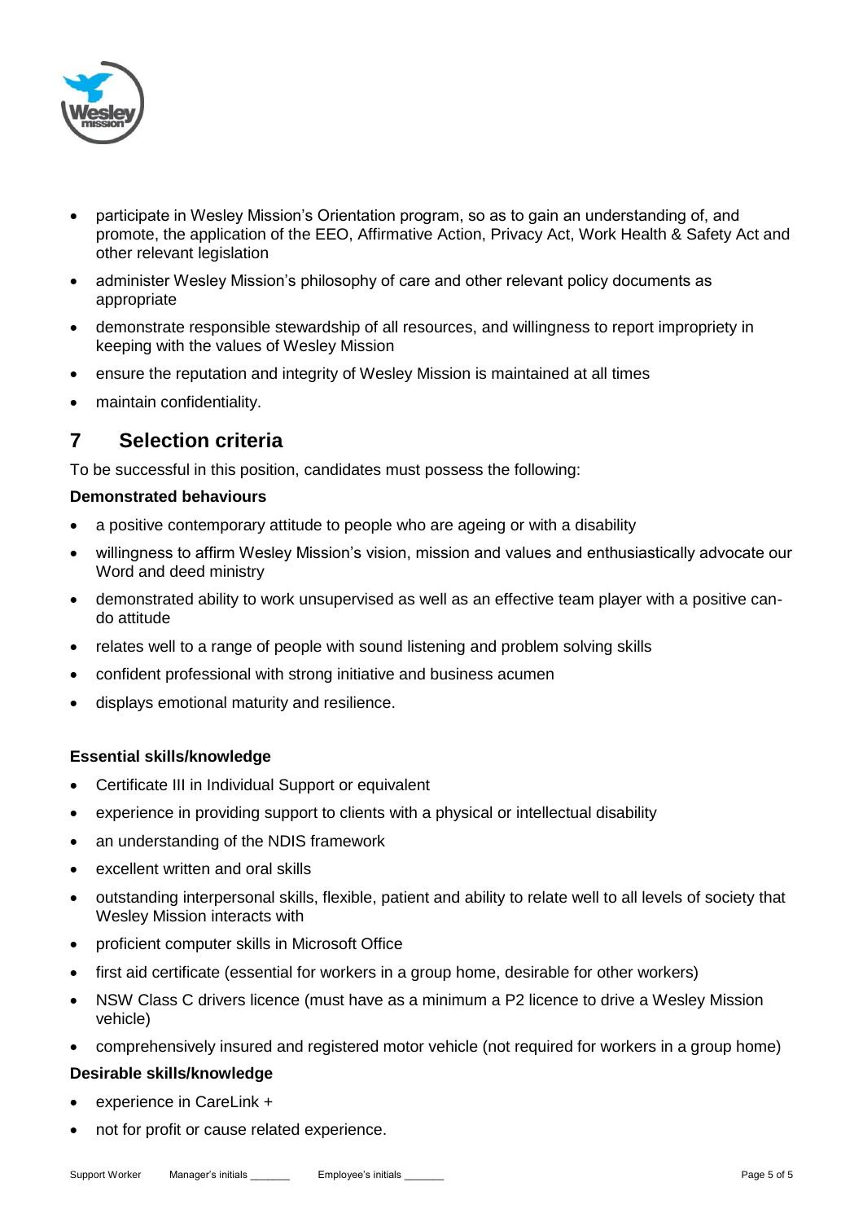- participate in Wesley Mission's Orientation program, so as to gain an understanding of, and promote, the application of the EEO, Affirmative Action, Privacy Act, Work Health & Safety Act and other relevant legislation
- administer Wesley Mission's philosophy of care and other relevant policy documents as appropriate
- demonstrate responsible stewardship of all resources, and willingness to report impropriety in keeping with the values of Wesley Mission
- ensure the reputation and integrity of Wesley Mission is maintained at all times
- maintain confidentiality.

# 7 Selection criteria

To be successful in this position, candidates must possess the following:

**Demonstrated behaviours**

- a positive contemporary attitude to people who are ageing or with a disability
- willingness to affirm Wesley Mission's vision, mission and values and enthusiastically advocate our Word and deed ministry
- demonstrated ability to work unsupervised as well as an effective team player with a positive can-do attitude
- relates well to a range of people with sound listening and problem solving skills
- confident professional with strong initiative and business acumen
- displays emotional maturity and resilience.

**Essential skills/knowledge**

- Certificate III in Individual Support or equivalent
- experience in providing support to clients with a physical or intellectual disability
- an understanding of the NDIS framework
- excellent written and oral skills
- outstanding interpersonal skills, flexible, patient and ability to relate well to all levels of society that Wesley Mission interacts with
- proficient computer skills in Microsoft Office
- first aid certificate (essential for workers in a group home, desirable for other workers)
- NSW Class C drivers licence (must have as a minimum a P2 licence to drive a Wesley Mission vehicle)
- comprehensively insured and registered motor vehicle (not required for workers in a group home)

**Desirable skills/knowledge**

- experience in CareLink +
- not for profit or cause related experience.

Support Worker Manager's initials _______ Employee's initials _______